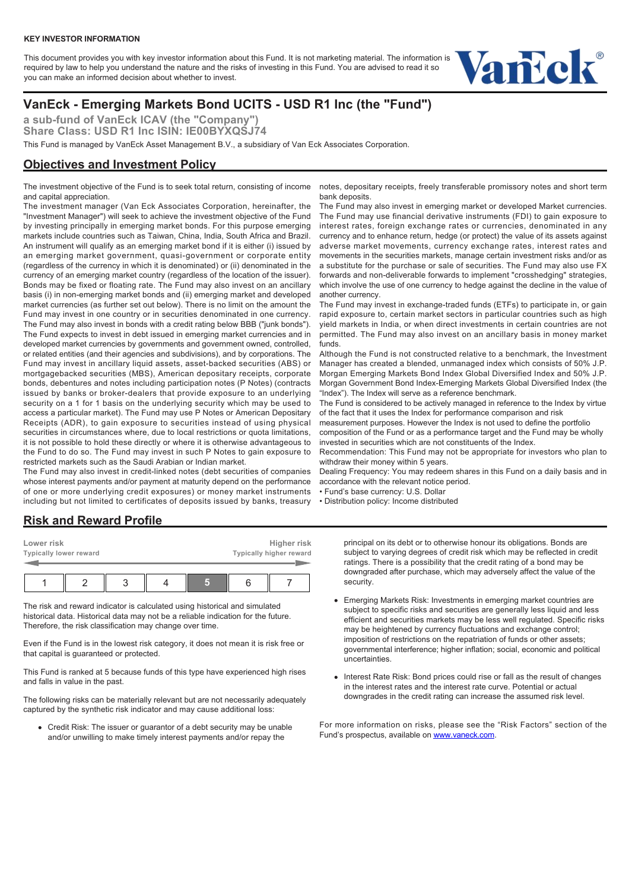**KEY INVESTOR INFORMATION**

This document provides you with key investor information about this Fund. It is not marketing material. The information is required by law to help you understand the nature and the risks of investing in this Fund. You are advised to read it so you can make an informed decision about whether to invest.

# VanEck - Emerging Markets Bond UCITS - USD R1 Inc (the "Fund")

**a sub-fund of VanEck ICAV (the "Company")**
**Share Class: USD R1 Inc ISIN: IE00BYXQSJ74**

This Fund is managed by VanEck Asset Management B.V., a subsidiary of Van Eck Associates Corporation.

## Objectives and Investment Policy

The investment objective of the Fund is to seek total return, consisting of income and capital appreciation.

The investment manager (Van Eck Associates Corporation, hereinafter, the "Investment Manager") will seek to achieve the investment objective of the Fund by investing principally in emerging market bonds. For this purpose emerging markets include countries such as Taiwan, China, India, South Africa and Brazil. An instrument will qualify as an emerging market bond if it is either (i) issued by an emerging market government, quasi-government or corporate entity (regardless of the currency in which it is denominated) or (ii) denominated in the currency of an emerging market country (regardless of the location of the issuer). Bonds may be fixed or floating rate. The Fund may also invest on an ancillary basis (i) in non-emerging market bonds and (ii) emerging market and developed market currencies (as further set out below). There is no limit on the amount the Fund may invest in one country or in securities denominated in one currency. The Fund may also invest in bonds with a credit rating below BBB ("junk bonds"). The Fund expects to invest in debt issued in emerging market currencies and in developed market currencies by governments and government owned, controlled, or related entities (and their agencies and subdivisions), and by corporations. The Fund may invest in ancillary liquid assets, asset-backed securities (ABS) or mortgagebacked securities (MBS), American depositary receipts, corporate bonds, debentures and notes including participation notes (P Notes) (contracts issued by banks or broker-dealers that provide exposure to an underlying security on a 1 for 1 basis on the underlying security which may be used to access a particular market). The Fund may use P Notes or American Depositary Receipts (ADR), to gain exposure to securities instead of using physical securities in circumstances where, due to local restrictions or quota limitations, it is not possible to hold these directly or where it is otherwise advantageous to the Fund to do so. The Fund may invest in such P Notes to gain exposure to restricted markets such as the Saudi Arabian or Indian market.

The Fund may also invest in credit-linked notes (debt securities of companies whose interest payments and/or payment at maturity depend on the performance of one or more underlying credit exposures) or money market instruments including but not limited to certificates of deposits issued by banks, treasury notes, depositary receipts, freely transferable promissory notes and short term bank deposits.

The Fund may also invest in emerging market or developed Market currencies. The Fund may use financial derivative instruments (FDI) to gain exposure to interest rates, foreign exchange rates or currencies, denominated in any currency and to enhance return, hedge (or protect) the value of its assets against adverse market movements, currency exchange rates, interest rates and movements in the securities markets, manage certain investment risks and/or as a substitute for the purchase or sale of securities. The Fund may also use FX forwards and non-deliverable forwards to implement "crosshedging" strategies, which involve the use of one currency to hedge against the decline in the value of another currency.

The Fund may invest in exchange-traded funds (ETFs) to participate in, or gain rapid exposure to, certain market sectors in particular countries such as high yield markets in India, or when direct investments in certain countries are not permitted. The Fund may also invest on an ancillary basis in money market funds.

Although the Fund is not constructed relative to a benchmark, the Investment Manager has created a blended, unmanaged index which consists of 50% J.P. Morgan Emerging Markets Bond Index Global Diversified Index and 50% J.P. Morgan Government Bond Index-Emerging Markets Global Diversified Index (the "Index"). The Index will serve as a reference benchmark.

The Fund is considered to be actively managed in reference to the Index by virtue of the fact that it uses the Index for performance comparison and risk measurement purposes. However the Index is not used to define the portfolio composition of the Fund or as a performance target and the Fund may be wholly invested in securities which are not constituents of the Index.

Recommendation: This Fund may not be appropriate for investors who plan to withdraw their money within 5 years.

Dealing Frequency: You may redeem shares in this Fund on a daily basis and in accordance with the relevant notice period.

- Fund's base currency: U.S. Dollar
- Distribution policy: Income distributed

## Risk and Reward Profile

| Lower risk<br>Typically lower reward | | | | | | Higher risk<br>Typically higher reward |
|---|---|---|---|---|---|---|
| 1 | 2 | 3 | 4 | **5** | 6 | 7 |

The risk and reward indicator is calculated using historical and simulated historical data. Historical data may not be a reliable indication for the future. Therefore, the risk classification may change over time.

Even if the Fund is in the lowest risk category, it does not mean it is risk free or that capital is guaranteed or protected.

This Fund is ranked at 5 because funds of this type have experienced high rises and falls in value in the past.

The following risks can be materially relevant but are not necessarily adequately captured by the synthetic risk indicator and may cause additional loss:

- Credit Risk: The issuer or guarantor of a debt security may be unable and/or unwilling to make timely interest payments and/or repay the principal on its debt or to otherwise honour its obligations. Bonds are subject to varying degrees of credit risk which may be reflected in credit ratings. There is a possibility that the credit rating of a bond may be downgraded after purchase, which may adversely affect the value of the security.
- Emerging Markets Risk: Investments in emerging market countries are subject to specific risks and securities are generally less liquid and less efficient and securities markets may be less well regulated. Specific risks may be heightened by currency fluctuations and exchange control; imposition of restrictions on the repatriation of funds or other assets; governmental interference; higher inflation; social, economic and political uncertainties.
- Interest Rate Risk: Bond prices could rise or fall as the result of changes in the interest rates and the interest rate curve. Potential or actual downgrades in the credit rating can increase the assumed risk level.

For more information on risks, please see the "Risk Factors" section of the Fund's prospectus, available on www.vaneck.com.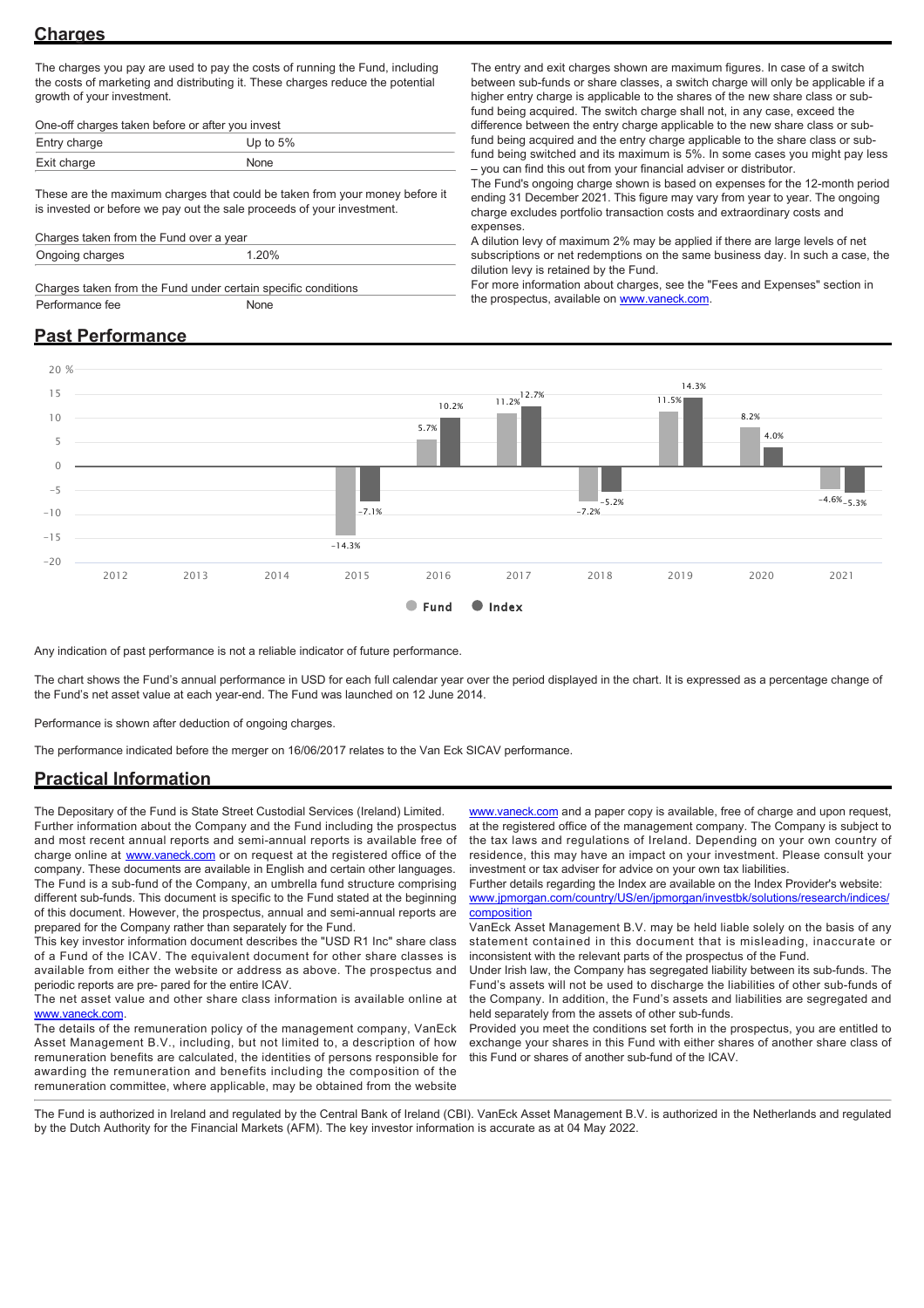## Charges

The charges you pay are used to pay the costs of running the Fund, including the costs of marketing and distributing it. These charges reduce the potential growth of your investment.

| One-off charges taken before or after you invest | |
|---|---|
| Entry charge | Up to 5% |
| Exit charge | None |

These are the maximum charges that could be taken from your money before it is invested or before we pay out the sale proceeds of your investment.

| Charges taken from the Fund over a year | |
|---|---|
| Ongoing charges | 1.20% |

| Charges taken from the Fund under certain specific conditions | |
|---|---|
| Performance fee | None |

The entry and exit charges shown are maximum figures. In case of a switch between sub-funds or share classes, a switch charge will only be applicable if a higher entry charge is applicable to the shares of the new share class or sub-fund being acquired. The switch charge shall not, in any case, exceed the difference between the entry charge applicable to the new share class or sub-fund being acquired and the entry charge applicable to the share class or sub-fund being switched and its maximum is 5%. In some cases you might pay less – you can find this out from your financial adviser or distributor.

The Fund's ongoing charge shown is based on expenses for the 12-month period ending 31 December 2021. This figure may vary from year to year. The ongoing charge excludes portfolio transaction costs and extraordinary costs and expenses.

A dilution levy of maximum 2% may be applied if there are large levels of net subscriptions or net redemptions on the same business day. In such a case, the dilution levy is retained by the Fund.

For more information about charges, see the "Fees and Expenses" section in the prospectus, available on www.vaneck.com.

## Past Performance

20 %
15
10
5
0
−5
−10
−15
−20

2012 2013 2014 2015 2016 2017 2018 2019 2020 2021

2015: −14.3% −7.1%
2016: 5.7% 10.2%
2017: 11.2% 12.7%
2018: −7.2% −5.2%
2019: 11.5% 14.3%
2020: 8.2% 4.0%
2021: −4.6% −5.3%

Fund Index

Any indication of past performance is not a reliable indicator of future performance.

The chart shows the Fund's annual performance in USD for each full calendar year over the period displayed in the chart. It is expressed as a percentage change of the Fund's net asset value at each year-end. The Fund was launched on 12 June 2014.

Performance is shown after deduction of ongoing charges.

The performance indicated before the merger on 16/06/2017 relates to the Van Eck SICAV performance.

## Practical Information

The Depositary of the Fund is State Street Custodial Services (Ireland) Limited.
Further information about the Company and the Fund including the prospectus and most recent annual reports and semi-annual reports is available free of charge online at www.vaneck.com or on request at the registered office of the company. These documents are available in English and certain other languages.
The Fund is a sub-fund of the Company, an umbrella fund structure comprising different sub-funds. This document is specific to the Fund stated at the beginning of this document. However, the prospectus, annual and semi-annual reports are prepared for the Company rather than separately for the Fund.
This key investor information document describes the "USD R1 Inc" share class of a Fund of the ICAV. The equivalent document for other share classes is available from either the website or address as above. The prospectus and periodic reports are pre- pared for the entire ICAV.
The net asset value and other share class information is available online at www.vaneck.com.
The details of the remuneration policy of the management company, VanEck Asset Management B.V., including, but not limited to, a description of how remuneration benefits are calculated, the identities of persons responsible for awarding the remuneration and benefits including the composition of the remuneration committee, where applicable, may be obtained from the website www.vaneck.com and a paper copy is available, free of charge and upon request, at the registered office of the management company. The Company is subject to the tax laws and regulations of Ireland. Depending on your own country of residence, this may have an impact on your investment. Please consult your investment or tax adviser for advice on your own tax liabilities.
Further details regarding the Index are available on the Index Provider's website: www.jpmorgan.com/country/US/en/jpmorgan/investbk/solutions/research/indices/composition
VanEck Asset Management B.V. may be held liable solely on the basis of any statement contained in this document that is misleading, inaccurate or inconsistent with the relevant parts of the prospectus of the Fund.
Under Irish law, the Company has segregated liability between its sub-funds. The Fund's assets will not be used to discharge the liabilities of other sub-funds of the Company. In addition, the Fund's assets and liabilities are segregated and held separately from the assets of other sub-funds.
Provided you meet the conditions set forth in the prospectus, you are entitled to exchange your shares in this Fund with either shares of another share class of this Fund or shares of another sub-fund of the ICAV.

The Fund is authorized in Ireland and regulated by the Central Bank of Ireland (CBI). VanEck Asset Management B.V. is authorized in the Netherlands and regulated by the Dutch Authority for the Financial Markets (AFM). The key investor information is accurate as at 04 May 2022.